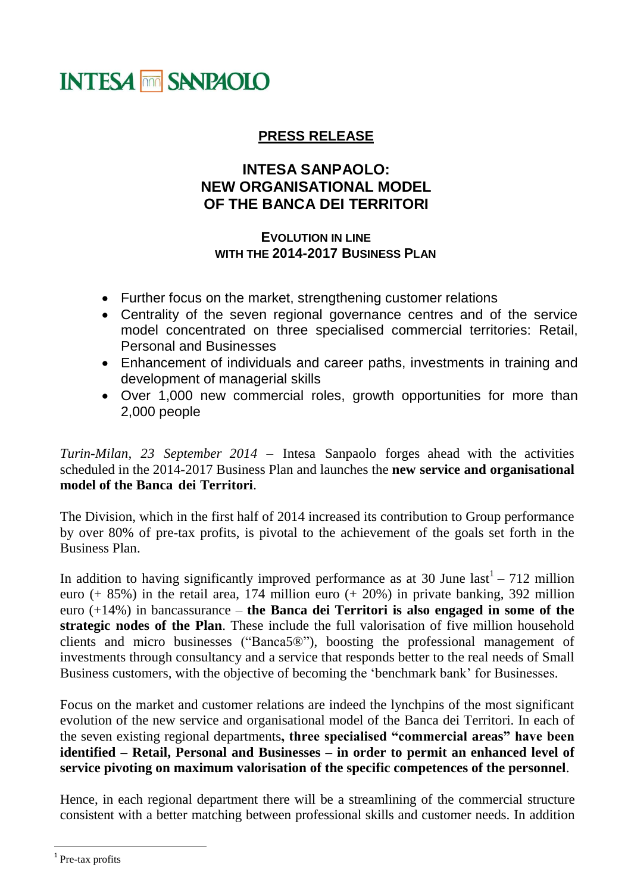INTESA SANPAOLO

## PRESS RELEASE

# INTESA SANPAOLO: NEW ORGANISATIONAL MODEL OF THE BANCA DEI TERRITORI

### EVOLUTION IN LINE WITH THE 2014-2017 BUSINESS PLAN

- Further focus on the market, strengthening customer relations
- Centrality of the seven regional governance centres and of the service model concentrated on three specialised commercial territories: Retail, Personal and Businesses
- Enhancement of individuals and career paths, investments in training and development of managerial skills
- Over 1,000 new commercial roles, growth opportunities for more than 2,000 people

*Turin-Milan, 23 September 2014* – Intesa Sanpaolo forges ahead with the activities scheduled in the 2014-2017 Business Plan and launches the **new service and organisational model of the Banca dei Territori**.

The Division, which in the first half of 2014 increased its contribution to Group performance by over 80% of pre-tax profits, is pivotal to the achievement of the goals set forth in the Business Plan.

In addition to having significantly improved performance as at 30 June last[1] – 712 million euro (+ 85%) in the retail area, 174 million euro (+ 20%) in private banking, 392 million euro (+14%) in bancassurance – **the Banca dei Territori is also engaged in some of the strategic nodes of the Plan**. These include the full valorisation of five million household clients and micro businesses ("Banca5®"), boosting the professional management of investments through consultancy and a service that responds better to the real needs of Small Business customers, with the objective of becoming the 'benchmark bank' for Businesses.

Focus on the market and customer relations are indeed the lynchpins of the most significant evolution of the new service and organisational model of the Banca dei Territori. In each of the seven existing regional departments**, three specialised "commercial areas" have been identified – Retail, Personal and Businesses – in order to permit an enhanced level of service pivoting on maximum valorisation of the specific competences of the personnel**.

Hence, in each regional department there will be a streamlining of the commercial structure consistent with a better matching between professional skills and customer needs. In addition

[1] Pre-tax profits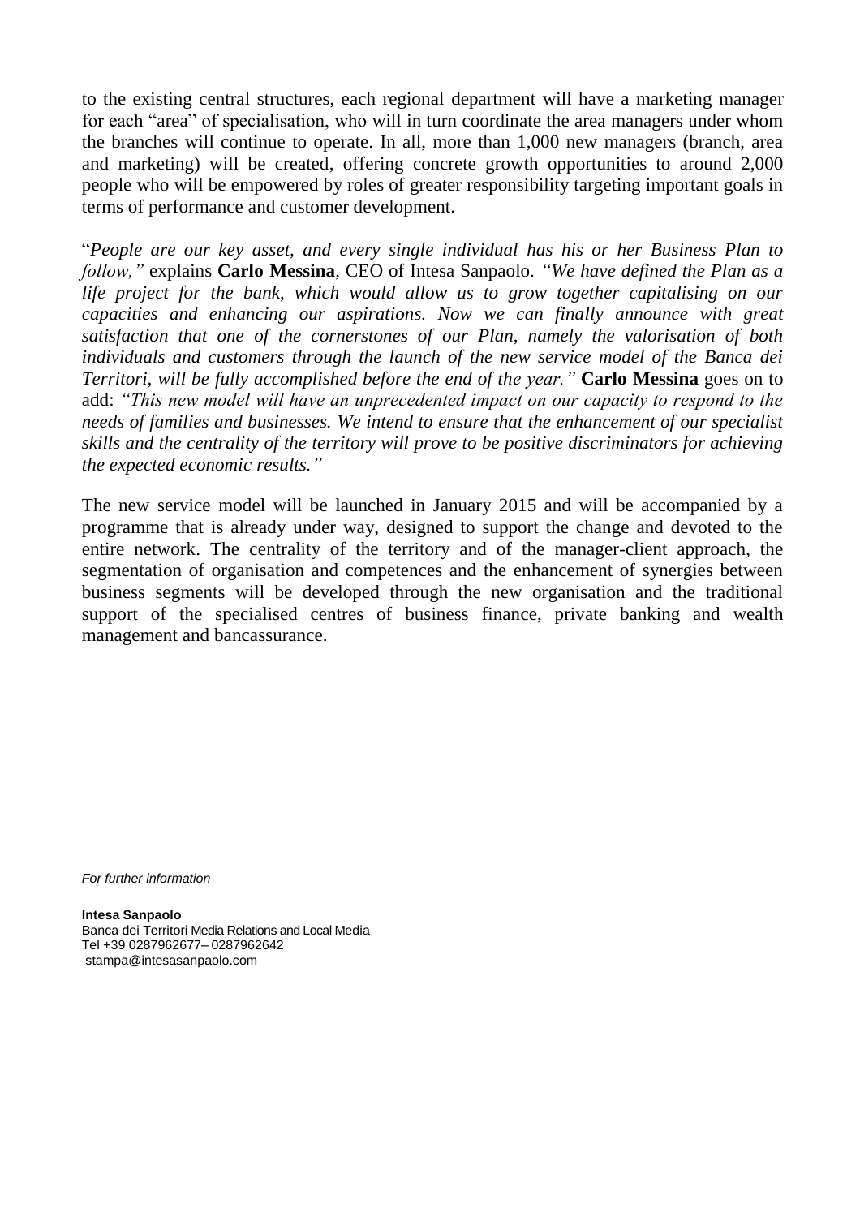to the existing central structures, each regional department will have a marketing manager for each "area" of specialisation, who will in turn coordinate the area managers under whom the branches will continue to operate. In all, more than 1,000 new managers (branch, area and marketing) will be created, offering concrete growth opportunities to around 2,000 people who will be empowered by roles of greater responsibility targeting important goals in terms of performance and customer development.

"*People are our key asset, and every single individual has his or her Business Plan to follow,"* explains **Carlo Messina**, CEO of Intesa Sanpaolo. *"We have defined the Plan as a life project for the bank, which would allow us to grow together capitalising on our capacities and enhancing our aspirations. Now we can finally announce with great satisfaction that one of the cornerstones of our Plan, namely the valorisation of both individuals and customers through the launch of the new service model of the Banca dei Territori, will be fully accomplished before the end of the year."* **Carlo Messina** goes on to add: *"This new model will have an unprecedented impact on our capacity to respond to the needs of families and businesses. We intend to ensure that the enhancement of our specialist skills and the centrality of the territory will prove to be positive discriminators for achieving the expected economic results."*

The new service model will be launched in January 2015 and will be accompanied by a programme that is already under way, designed to support the change and devoted to the entire network. The centrality of the territory and of the manager-client approach, the segmentation of organisation and competences and the enhancement of synergies between business segments will be developed through the new organisation and the traditional support of the specialised centres of business finance, private banking and wealth management and bancassurance.

*For further information*

**Intesa Sanpaolo**
Banca dei Territori Media Relations and Local Media
Tel +39 0287962677– 0287962642
stampa@intesasanpaolo.com